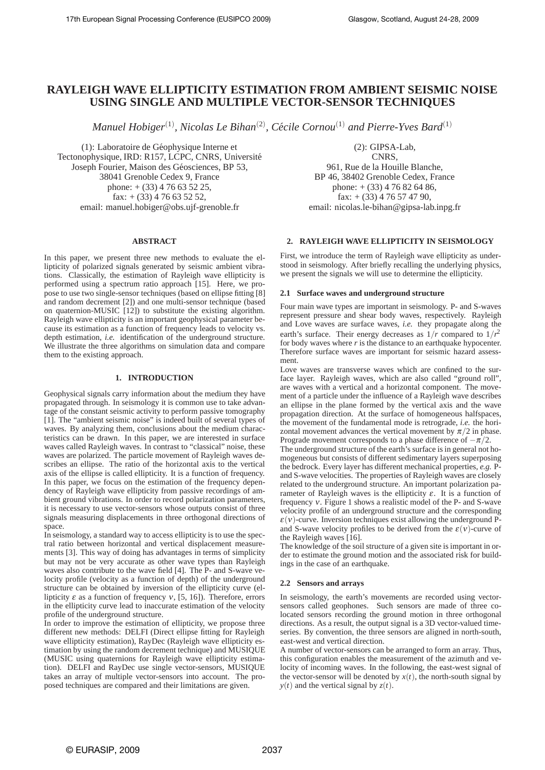# RAYLEIGH WAVE ELLIPTICITY ESTIMATION FROM AMBIENT SEISMIC NOISE USING SINGLE AND MULTIPLE VECTOR-SENSOR TECHNIQUES

*Manuel Hobiger*[(1)], *Nicolas Le Bihan*[(2)], *Cécile Cornou*[(1)] *and Pierre-Yves Bard*[(1)]

(1): Laboratoire de Géophysique Interne et Tectonophysique, IRD: R157, LCPC, CNRS, Université Joseph Fourier, Maison des Géosciences, BP 53, 38041 Grenoble Cedex 9, France
phone: + (33) 4 76 63 52 25,
fax: + (33) 4 76 63 52 52,
email: manuel.hobiger@obs.ujf-grenoble.fr

(2): GIPSA-Lab,
CNRS,
961, Rue de la Houille Blanche,
BP 46, 38402 Grenoble Cedex, France
phone: + (33) 4 76 82 64 86,
fax: + (33) 4 76 57 47 90,
email: nicolas.le-bihan@gipsa-lab.inpg.fr

## ABSTRACT

In this paper, we present three new methods to evaluate the ellipticity of polarized signals generated by seismic ambient vibrations. Classically, the estimation of Rayleigh wave ellipticity is performed using a spectrum ratio approach [15]. Here, we propose to use two single-sensor techniques (based on ellipse fitting [8] and random decrement [2]) and one multi-sensor technique (based on quaternion-MUSIC [12]) to substitute the existing algorithm. Rayleigh wave ellipticity is an important geophysical parameter because its estimation as a function of frequency leads to velocity vs. depth estimation, *i.e.* identification of the underground structure. We illustrate the three algorithms on simulation data and compare them to the existing approach.

## 1. INTRODUCTION

Geophysical signals carry information about the medium they have propagated through. In seismology it is common use to take advantage of the constant seismic activity to perform passive tomography [1]. The "ambient seismic noise" is indeed built of several types of waves. By analyzing them, conclusions about the medium characteristics can be drawn. In this paper, we are interested in surface waves called Rayleigh waves. In contrast to "classical" noise, these waves are polarized. The particle movement of Rayleigh waves describes an ellipse. The ratio of the horizontal axis to the vertical axis of the ellipse is called ellipticity. It is a function of frequency. In this paper, we focus on the estimation of the frequency dependency of Rayleigh wave ellipticity from passive recordings of ambient ground vibrations. In order to record polarization parameters, it is necessary to use vector-sensors whose outputs consist of three signals measuring displacements in three orthogonal directions of space.

In seismology, a standard way to access ellipticity is to use the spectral ratio between horizontal and vertical displacement measurements [3]. This way of doing has advantages in terms of simplicity but may not be very accurate as other wave types than Rayleigh waves also contribute to the wave field [4]. The P- and S-wave velocity profile (velocity as a function of depth) of the underground structure can be obtained by inversion of the ellipticity curve (ellipticity $\varepsilon$ as a function of frequency $\nu$, [5, 16]). Therefore, errors in the ellipticity curve lead to inaccurate estimation of the velocity profile of the underground structure.

In order to improve the estimation of ellipticity, we propose three different new methods: DELFI (Direct ellipse fitting for Rayleigh wave ellipticity estimation), RayDec (Rayleigh wave ellipticity estimation by using the random decrement technique) and MUSIQUE (MUSIC using quaternions for Rayleigh wave ellipticity estimation). DELFI and RayDec use single vector-sensors, MUSIQUE takes an array of multiple vector-sensors into account. The proposed techniques are compared and their limitations are given.

## 2. RAYLEIGH WAVE ELLIPTICITY IN SEISMOLOGY

First, we introduce the term of Rayleigh wave ellipticity as understood in seismology. After briefly recalling the underlying physics, we present the signals we will use to determine the ellipticity.

### 2.1 Surface waves and underground structure

Four main wave types are important in seismology. P- and S-waves represent pressure and shear body waves, respectively. Rayleigh and Love waves are surface waves, *i.e.* they propagate along the earth's surface. Their energy decreases as $1/r$ compared to $1/r^2$ for body waves where $r$ is the distance to an earthquake hypocenter. Therefore surface waves are important for seismic hazard assessment.

Love waves are transverse waves which are confined to the surface layer. Rayleigh waves, which are also called "ground roll", are waves with a vertical and a horizontal component. The movement of a particle under the influence of a Rayleigh wave describes an ellipse in the plane formed by the vertical axis and the wave propagation direction. At the surface of homogeneous halfspaces, the movement of the fundamental mode is retrograde, *i.e.* the horizontal movement advances the vertical movement by $\pi/2$ in phase. Prograde movement corresponds to a phase difference of $-\pi/2$.

The underground structure of the earth's surface is in general not homogeneous but consists of different sedimentary layers superposing the bedrock. Every layer has different mechanical properties, *e.g.* P- and S-wave velocities. The properties of Rayleigh waves are closely related to the underground structure. An important polarization parameter of Rayleigh waves is the ellipticity $\varepsilon$. It is a function of frequency $\nu$. Figure 1 shows a realistic model of the P- and S-wave velocity profile of an underground structure and the corresponding $\varepsilon(\nu)$-curve. Inversion techniques exist allowing the underground P- and S-wave velocity profiles to be derived from the $\varepsilon(\nu)$-curve of the Rayleigh waves [16].

The knowledge of the soil structure of a given site is important in order to estimate the ground motion and the associated risk for buildings in the case of an earthquake.

### 2.2 Sensors and arrays

In seismology, the earth's movements are recorded using vector-sensors called geophones. Such sensors are made of three colocated sensors recording the ground motion in three orthogonal directions. As a result, the output signal is a 3D vector-valued time-series. By convention, the three sensors are aligned in north-south, east-west and vertical direction.

A number of vector-sensors can be arranged to form an array. Thus, this configuration enables the measurement of the azimuth and velocity of incoming waves. In the following, the east-west signal of the vector-sensor will be denoted by $x(t)$, the north-south signal by $y(t)$ and the vertical signal by $z(t)$.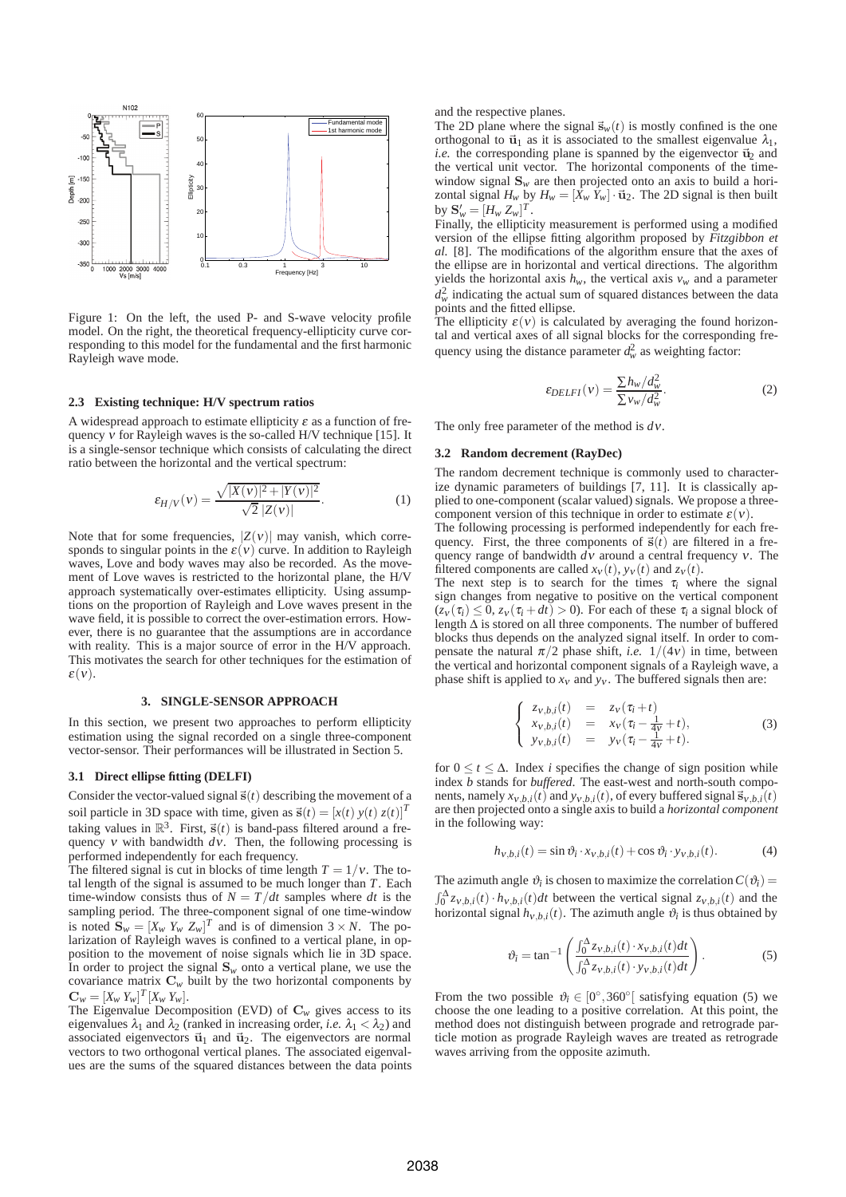Figure 1: On the left, the used P- and S-wave velocity profile model. On the right, the theoretical frequency-ellipticity curve corresponding to this model for the fundamental and the first harmonic Rayleigh wave mode.

### 2.3 Existing technique: H/V spectrum ratios

A widespread approach to estimate ellipticity $\varepsilon$ as a function of frequency $\nu$ for Rayleigh waves is the so-called H/V technique [15]. It is a single-sensor technique which consists of calculating the direct ratio between the horizontal and the vertical spectrum:

$$\varepsilon_{H/V}(\nu) = \frac{\sqrt{|X(\nu)|^2 + |Y(\nu)|^2}}{\sqrt{2}\,|Z(\nu)|}. \tag{1}$$

Note that for some frequencies, $|Z(\nu)|$ may vanish, which corresponds to singular points in the $\varepsilon(\nu)$ curve. In addition to Rayleigh waves, Love and body waves may also be recorded. As the movement of Love waves is restricted to the horizontal plane, the H/V approach systematically over-estimates ellipticity. Using assumptions on the proportion of Rayleigh and Love waves present in the wave field, it is possible to correct the over-estimation errors. However, there is no guarantee that the assumptions are in accordance with reality. This is a major source of error in the H/V approach. This motivates the search for other techniques for the estimation of $\varepsilon(\nu)$.

## 3. SINGLE-SENSOR APPROACH

In this section, we present two approaches to perform ellipticity estimation using the signal recorded on a single three-component vector-sensor. Their performances will be illustrated in Section 5.

### 3.1 Direct ellipse fitting (DELFI)

Consider the vector-valued signal $\vec{s}(t)$ describing the movement of a soil particle in 3D space with time, given as $\vec{s}(t) = [x(t)\; y(t)\; z(t)]^T$ taking values in $\mathbb{R}^3$. First, $\vec{s}(t)$ is band-pass filtered around a frequency $\nu$ with bandwidth $d\nu$. Then, the following processing is performed independently for each frequency.

The filtered signal is cut in blocks of time length $T = 1/\nu$. The total length of the signal is assumed to be much longer than $T$. Each time-window consists thus of $N = T/dt$ samples where $dt$ is the sampling period. The three-component signal of one time-window is noted $\mathbf{S}_w = [X_w\; Y_w\; Z_w]^T$ and is of dimension $3 \times N$. The polarization of Rayleigh waves is confined to a vertical plane, in opposition to the movement of noise signals which lie in 3D space. In order to project the signal $\mathbf{S}_w$ onto a vertical plane, we use the covariance matrix $\mathbf{C}_w$ built by the two horizontal components by $\mathbf{C}_w = [X_w\; Y_w]^T [X_w\; Y_w]$.

The Eigenvalue Decomposition (EVD) of $\mathbf{C}_w$ gives access to its eigenvalues $\lambda_1$ and $\lambda_2$ (ranked in increasing order, *i.e.* $\lambda_1 < \lambda_2$) and associated eigenvectors $\vec{\mathbf{u}}_1$ and $\vec{\mathbf{u}}_2$. The eigenvectors are normal vectors to two orthogonal vertical planes. The associated eigenvalues are the sums of the squared distances between the data points and the respective planes.

The 2D plane where the signal $\vec{s}_w(t)$ is mostly confined is the one orthogonal to $\vec{\mathbf{u}}_1$ as it is associated to the smallest eigenvalue $\lambda_1$, *i.e.* the corresponding plane is spanned by the eigenvector $\vec{\mathbf{u}}_2$ and the vertical unit vector. The horizontal components of the time-window signal $\mathbf{S}_w$ are then projected onto an axis to build a horizontal signal $H_w$ by $H_w = [X_w\; Y_w] \cdot \vec{\mathbf{u}}_2$. The 2D signal is then built by $\mathbf{S}'_w = [H_w\; Z_w]^T$.

Finally, the ellipticity measurement is performed using a modified version of the ellipse fitting algorithm proposed by *Fitzgibbon et al.* [8]. The modifications of the algorithm ensure that the axes of the ellipse are in horizontal and vertical directions. The algorithm yields the horizontal axis $h_w$, the vertical axis $v_w$ and a parameter $d_w^2$ indicating the actual sum of squared distances between the data points and the fitted ellipse.

The ellipticity $\varepsilon(\nu)$ is calculated by averaging the found horizontal and vertical axes of all signal blocks for the corresponding frequency using the distance parameter $d_w^2$ as weighting factor:

$$\varepsilon_{DELFI}(\nu) = \frac{\sum h_w/d_w^2}{\sum v_w/d_w^2}. \tag{2}$$

The only free parameter of the method is $d\nu$.

### 3.2 Random decrement (RayDec)

The random decrement technique is commonly used to characterize dynamic parameters of buildings [7, 11]. It is classically applied to one-component (scalar valued) signals. We propose a three-component version of this technique in order to estimate $\varepsilon(\nu)$.

The following processing is performed independently for each frequency. First, the three components of $\vec{s}(t)$ are filtered in a frequency range of bandwidth $d\nu$ around a central frequency $\nu$. The filtered components are called $x_\nu(t)$, $y_\nu(t)$ and $z_\nu(t)$.

The next step is to search for the times $\tau_i$ where the signal sign changes from negative to positive on the vertical component ($z_\nu(\tau_i) \leq 0$, $z_\nu(\tau_i + dt) > 0$). For each of these $\tau_i$ a signal block of length $\Delta$ is stored on all three components. The number of buffered blocks thus depends on the analyzed signal itself. In order to compensate the natural $\pi/2$ phase shift, *i.e.* $1/(4\nu)$ in time, between the vertical and horizontal component signals of a Rayleigh wave, a phase shift is applied to $x_\nu$ and $y_\nu$. The buffered signals then are:

$$\begin{cases} z_{\nu,b,i}(t) &=& z_\nu(\tau_i + t) \\ x_{\nu,b,i}(t) &=& x_\nu(\tau_i - \frac{1}{4\nu} + t), \\ y_{\nu,b,i}(t) &=& y_\nu(\tau_i - \frac{1}{4\nu} + t). \end{cases} \tag{3}$$

for $0 \leq t \leq \Delta$. Index $i$ specifies the change of sign position while index $b$ stands for *buffered*. The east-west and north-south components, namely $x_{\nu,b,i}(t)$ and $y_{\nu,b,i}(t)$, of every buffered signal $\vec{s}_{\nu,b,i}(t)$ are then projected onto a single axis to build a *horizontal component* in the following way:

$$h_{\nu,b,i}(t) = \sin\vartheta_i \cdot x_{\nu,b,i}(t) + \cos\vartheta_i \cdot y_{\nu,b,i}(t). \tag{4}$$

The azimuth angle $\vartheta_i$ is chosen to maximize the correlation $C(\vartheta_i) = \int_0^\Delta z_{\nu,b,i}(t) \cdot h_{\nu,b,i}(t)dt$ between the vertical signal $z_{\nu,b,i}(t)$ and the horizontal signal $h_{\nu,b,i}(t)$. The azimuth angle $\vartheta_i$ is thus obtained by

$$\vartheta_i = \tan^{-1}\left(\frac{\int_0^\Delta z_{\nu,b,i}(t) \cdot x_{\nu,b,i}(t)dt}{\int_0^\Delta z_{\nu,b,i}(t) \cdot y_{\nu,b,i}(t)dt}\right). \tag{5}$$

From the two possible $\vartheta_i \in [0°, 360°[$ satisfying equation (5) we choose the one leading to a positive correlation. At this point, the method does not distinguish between prograde and retrograde particle motion as prograde Rayleigh waves are treated as retrograde waves arriving from the opposite azimuth.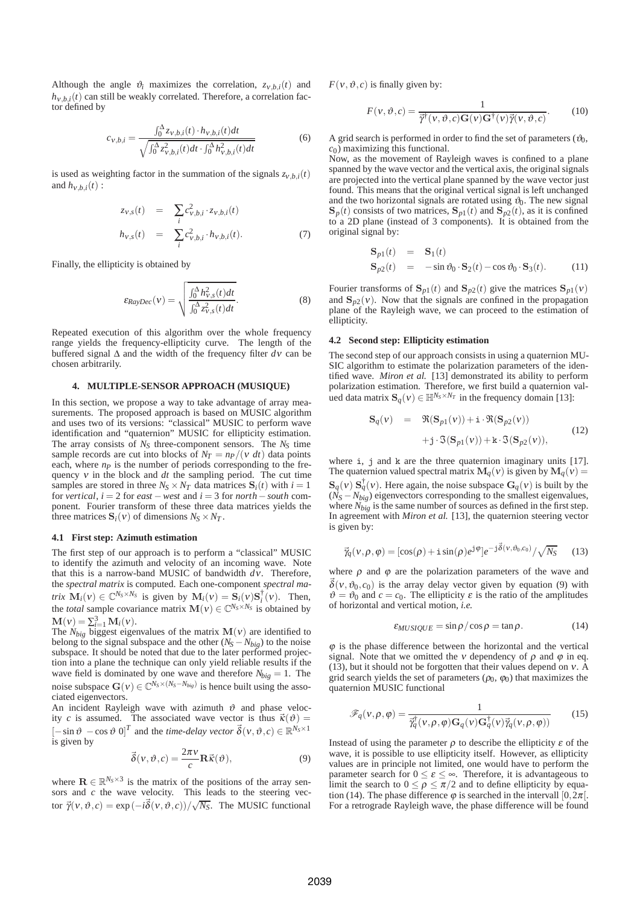Although the angle $\vartheta_i$ maximizes the correlation, $z_{\nu,b,i}(t)$ and $h_{\nu,b,i}(t)$ can still be weakly correlated. Therefore, a correlation factor defined by

$$c_{\nu,b,i} = \frac{\int_0^\Delta z_{\nu,b,i}(t) \cdot h_{\nu,b,i}(t)dt}{\sqrt{\int_0^\Delta z_{\nu,b,i}^2(t)dt \cdot \int_0^\Delta h_{\nu,b,i}^2(t)dt}} \tag{6}$$

is used as weighting factor in the summation of the signals $z_{\nu,b,i}(t)$ and $h_{\nu,b,i}(t)$ :

$$\begin{aligned} z_{\nu,s}(t) &= \sum_i c_{\nu,b,i}^2 \cdot z_{\nu,b,i}(t) \\ h_{\nu,s}(t) &= \sum_i c_{\nu,b,i}^2 \cdot h_{\nu,b,i}(t). \end{aligned} \tag{7}$$

Finally, the ellipticity is obtained by

$$\varepsilon_{RayDec}(\nu) = \sqrt{\frac{\int_0^\Delta h_{\nu,s}^2(t)dt}{\int_0^\Delta z_{\nu,s}^2(t)dt}}. \tag{8}$$

Repeated execution of this algorithm over the whole frequency range yields the frequency-ellipticity curve. The length of the buffered signal $\Delta$ and the width of the frequency filter $d\nu$ can be chosen arbitrarily.

## 4. MULTIPLE-SENSOR APPROACH (MUSIQUE)

In this section, we propose a way to take advantage of array measurements. The proposed approach is based on MUSIC algorithm and uses two of its versions: "classical" MUSIC to perform wave identification and "quaternion" MUSIC for ellipticity estimation. The array consists of $N_S$ three-component sensors. The $N_S$ time sample records are cut into blocks of $N_T = n_P/(\nu\ dt)$ data points each, where $n_P$ is the number of periods corresponding to the frequency $\nu$ in the block and $dt$ the sampling period. The cut time samples are stored in three $N_S \times N_T$ data matrices $\mathbf{S}_i(t)$ with $i = 1$ for *vertical*, $i = 2$ for *east − west* and $i = 3$ for *north − south* component. Fourier transform of these three data matrices yields the three matrices $\mathbf{S}_i(\nu)$ of dimensions $N_S \times N_T$.

### 4.1 First step: Azimuth estimation

The first step of our approach is to perform a "classical" MUSIC to identify the azimuth and velocity of an incoming wave. Note that this is a narrow-band MUSIC of bandwidth $d\nu$. Therefore, the *spectral matrix* is computed. Each one-component *spectral matrix* $\mathbf{M}_i(\nu) \in \mathbb{C}^{N_S \times N_S}$ is given by $\mathbf{M}_i(\nu) = \mathbf{S}_i(\nu)\mathbf{S}_i^\dagger(\nu)$. Then, the *total* sample covariance matrix $\mathbf{M}(\nu) \in \mathbb{C}^{N_S \times N_S}$ is obtained by $\mathbf{M}(\nu) = \sum_{i=1}^3 \mathbf{M}_i(\nu)$.

The $N_{big}$ biggest eigenvalues of the matrix $\mathbf{M}(\nu)$ are identified to belong to the signal subspace and the other $(N_S - N_{big})$ to the noise subspace. It should be noted that due to the later performed projection into a plane the technique can only yield reliable results if the wave field is dominated by one wave and therefore $N_{big} = 1$. The noise subspace $\mathbf{G}(\nu) \in \mathbb{C}^{N_S \times (N_S - N_{big})}$ is hence built using the associated eigenvectors.

An incident Rayleigh wave with azimuth $\vartheta$ and phase velocity $c$ is assumed. The associated wave vector is thus $\vec{\kappa}(\vartheta) = \left[-\sin\vartheta\ \ -\cos\vartheta\ \ 0\right]^T$ and the *time-delay vector* $\vec{\delta}(\nu,\vartheta,c) \in \mathbb{R}^{N_S \times 1}$ is given by

$$\vec{\delta}(\nu,\vartheta,c) = \frac{2\pi\nu}{c}\mathbf{R}\vec{\kappa}(\vartheta), \tag{9}$$

where $\mathbf{R} \in \mathbb{R}^{N_S \times 3}$ is the matrix of the positions of the array sensors and $c$ the wave velocity. This leads to the steering vector $\vec{\gamma}(\nu,\vartheta,c) = \exp(-i\vec{\delta}(\nu,\vartheta,c))/\sqrt{N_S}$. The MUSIC functional $F(\nu,\vartheta,c)$ is finally given by:

$$F(\nu,\vartheta,c) = \frac{1}{\vec{\gamma}^\dagger(\nu,\vartheta,c)\mathbf{G}(\nu)\mathbf{G}^\dagger(\nu)\vec{\gamma}(\nu,\vartheta,c)}. \tag{10}$$

A grid search is performed in order to find the set of parameters ($\vartheta_0$, $c_0$) maximizing this functional.

Now, as the movement of Rayleigh waves is confined to a plane spanned by the wave vector and the vertical axis, the original signals are projected into the vertical plane spanned by the wave vector just found. This means that the original vertical signal is left unchanged and the two horizontal signals are rotated using $\vartheta_0$. The new signal $\mathbf{S}_p(t)$ consists of two matrices, $\mathbf{S}_{p1}(t)$ and $\mathbf{S}_{p2}(t)$, as it is confined to a 2D plane (instead of 3 components). It is obtained from the original signal by:

$$\begin{aligned} \mathbf{S}_{p1}(t) &= \mathbf{S}_1(t) \\ \mathbf{S}_{p2}(t) &= -\sin\vartheta_0 \cdot \mathbf{S}_2(t) - \cos\vartheta_0 \cdot \mathbf{S}_3(t). \end{aligned} \tag{11}$$

Fourier transforms of $\mathbf{S}_{p1}(t)$ and $\mathbf{S}_{p2}(t)$ give the matrices $\mathbf{S}_{p1}(\nu)$ and $\mathbf{S}_{p2}(\nu)$. Now that the signals are confined in the propagation plane of the Rayleigh wave, we can proceed to the estimation of ellipticity.

### 4.2 Second step: Ellipticity estimation

The second step of our approach consists in using a quaternion MUSIC algorithm to estimate the polarization parameters of the identified wave. *Miron et al.* [13] demonstrated its ability to perform polarization estimation. Therefore, we first build a quaternion valued data matrix $\mathbf{S}_q(\nu) \in \mathbb{H}^{N_S \times N_T}$ in the frequency domain [13]:

$$\begin{aligned} \mathbf{S}_q(\nu) &= \Re(\mathbf{S}_{p1}(\nu)) + \mathtt{i}\cdot\Re(\mathbf{S}_{p2}(\nu)) \\ &\quad + \mathtt{j}\cdot\Im(\mathbf{S}_{p1}(\nu)) + \mathtt{k}\cdot\Im(\mathbf{S}_{p2}(\nu)), \end{aligned} \tag{12}$$

where $\mathtt{i}$, $\mathtt{j}$ and $\mathtt{k}$ are the three quaternion imaginary units [17]. The quaternion valued spectral matrix $\mathbf{M}_q(\nu)$ is given by $\mathbf{M}_q(\nu) = \mathbf{S}_q(\nu)\ \mathbf{S}_q^\dagger(\nu)$. Here again, the noise subspace $\mathbf{G}_q(\nu)$ is built by the $(N_S - N_{big})$ eigenvectors corresponding to the smallest eigenvalues, where $N_{big}$ is the same number of sources as defined in the first step. In agreement with *Miron et al.* [13], the quaternion steering vector is given by:

$$\vec{\gamma}_q(\nu,\rho,\varphi) = [\cos(\rho) + \mathtt{i}\sin(\rho)e^{\mathtt{j}\varphi}]e^{-\mathtt{j}\vec{\delta}(\nu,\vartheta_0,c_0)}/\sqrt{N_S} \tag{13}$$

where $\rho$ and $\varphi$ are the polarization parameters of the wave and $\vec{\delta}(\nu,\vartheta_0,c_0)$ is the array delay vector given by equation (9) with $\vartheta = \vartheta_0$ and $c = c_0$. The ellipticity $\varepsilon$ is the ratio of the amplitudes of horizontal and vertical motion, *i.e.*

$$\varepsilon_{MUSIQUE} = \sin\rho/\cos\rho = \tan\rho. \tag{14}$$

$\varphi$ is the phase difference between the horizontal and the vertical signal. Note that we omitted the $\nu$ dependency of $\rho$ and $\varphi$ in eq. (13), but it should not be forgotten that their values depend on $\nu$. A grid search yields the set of parameters $(\rho_0, \varphi_0)$ that maximizes the quaternion MUSIC functional

$$\mathscr{F}_q(\nu,\rho,\varphi) = \frac{1}{\vec{\gamma}_q^\dagger(\nu,\rho,\varphi)\mathbf{G}_q(\nu)\mathbf{G}_q^\dagger(\nu)\vec{\gamma}_q(\nu,\rho,\varphi))} \tag{15}$$

Instead of using the parameter $\rho$ to describe the ellipticity $\varepsilon$ of the wave, it is possible to use ellipticity itself. However, as ellipticity values are in principle not limited, one would have to perform the parameter search for $0 \leq \varepsilon \leq \infty$. Therefore, it is advantageous to limit the search to $0 \leq \rho \leq \pi/2$ and to define ellipticity by equation (14). The phase difference $\varphi$ is searched in the intervall $[0, 2\pi[$. For a retrograde Rayleigh wave, the phase difference will be found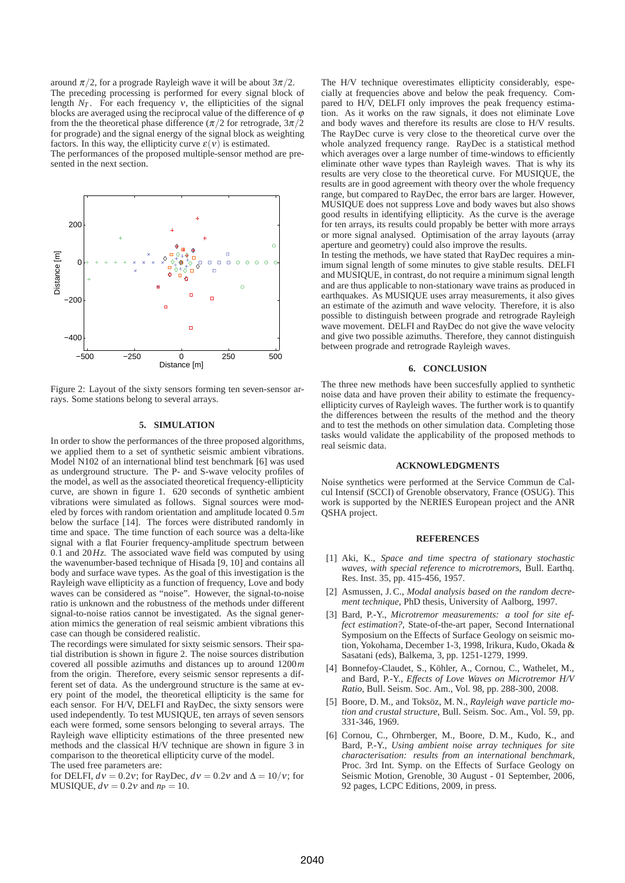around $\pi/2$, for a prograde Rayleigh wave it will be about $3\pi/2$.

The preceding processing is performed for every signal block of length $N_T$. For each frequency $\nu$, the ellipticities of the signal blocks are averaged using the reciprocal value of the difference of $\varphi$ from the the theoretical phase difference ($\pi/2$ for retrograde, $3\pi/2$ for prograde) and the signal energy of the signal block as weighting factors. In this way, the ellipticity curve $\varepsilon(\nu)$ is estimated.

The performances of the proposed multiple-sensor method are presented in the next section.

Figure 2: Layout of the sixty sensors forming ten seven-sensor arrays. Some stations belong to several arrays.

## 5. SIMULATION

In order to show the performances of the three proposed algorithms, we applied them to a set of synthetic seismic ambient vibrations. Model N102 of an international blind test benchmark [6] was used as underground structure. The P- and S-wave velocity profiles of the model, as well as the associated theoretical frequency-ellipticity curve, are shown in figure 1. 620 seconds of synthetic ambient vibrations were simulated as follows. Signal sources were modeled by forces with random orientation and amplitude located $0.5\,m$ below the surface [14]. The forces were distributed randomly in time and space. The time function of each source was a delta-like signal with a flat Fourier frequency-amplitude spectrum between 0.1 and $20\,Hz$. The associated wave field was computed by using the wavenumber-based technique of Hisada [9, 10] and contains all body and surface wave types. As the goal of this investigation is the Rayleigh wave ellipticity as a function of frequency, Love and body waves can be considered as "noise". However, the signal-to-noise ratio is unknown and the robustness of the methods under different signal-to-noise ratios cannot be investigated. As the signal generation mimics the generation of real seismic ambient vibrations this case can though be considered realistic.

The recordings were simulated for sixty seismic sensors. Their spatial distribution is shown in figure 2. The noise sources distribution covered all possible azimuths and distances up to around $1200\,m$ from the origin. Therefore, every seismic sensor represents a different set of data. As the underground structure is the same at every point of the model, the theoretical ellipticity is the same for each sensor. For H/V, DELFI and RayDec, the sixty sensors were used independently. To test MUSIQUE, ten arrays of seven sensors each were formed, some sensors belonging to several arrays. The Rayleigh wave ellipticity estimations of the three presented new methods and the classical H/V technique are shown in figure 3 in comparison to the theoretical ellipticity curve of the model.

The used free parameters are:

for DELFI, $d\nu = 0.2\nu$; for RayDec, $d\nu = 0.2\nu$ and $\Delta = 10/\nu$; for MUSIQUE, $d\nu = 0.2\nu$ and $n_P = 10$.

The H/V technique overestimates ellipticity considerably, especially at frequencies above and below the peak frequency. Compared to H/V, DELFI only improves the peak frequency estimation. As it works on the raw signals, it does not eliminate Love and body waves and therefore its results are close to H/V results. The RayDec curve is very close to the theoretical curve over the whole analyzed frequency range. RayDec is a statistical method which averages over a large number of time-windows to efficiently eliminate other wave types than Rayleigh waves. That is why its results are very close to the theoretical curve. For MUSIQUE, the results are in good agreement with theory over the whole frequency range, but compared to RayDec, the error bars are larger. However, MUSIQUE does not suppress Love and body waves but also shows good results in identifying ellipticity. As the curve is the average for ten arrays, its results could propably be better with more arrays or more signal analysed. Optimisation of the array layouts (array aperture and geometry) could also improve the results.

In testing the methods, we have stated that RayDec requires a minimum signal length of some minutes to give stable results. DELFI and MUSIQUE, in contrast, do not require a minimum signal length and are thus applicable to non-stationary wave trains as produced in earthquakes. As MUSIQUE uses array measurements, it also gives an estimate of the azimuth and wave velocity. Therefore, it is also possible to distinguish between prograde and retrograde Rayleigh wave movement. DELFI and RayDec do not give the wave velocity and give two possible azimuths. Therefore, they cannot distinguish between prograde and retrograde Rayleigh waves.

## 6. CONCLUSION

The three new methods have been succesfully applied to synthetic noise data and have proven their ability to estimate the frequency-ellipticity curves of Rayleigh waves. The further work is to quantify the differences between the results of the method and the theory and to test the methods on other simulation data. Completing those tasks would validate the applicability of the proposed methods to real seismic data.

## ACKNOWLEDGMENTS

Noise synthetics were performed at the Service Commun de Calcul Intensif (SCCI) of Grenoble observatory, France (OSUG). This work is supported by the NERIES European project and the ANR QSHA project.

## REFERENCES

[1] Aki, K., *Space and time spectra of stationary stochastic waves, with special reference to microtremors*, Bull. Earthq. Res. Inst. 35, pp. 415-456, 1957.

[2] Asmussen, J. C., *Modal analysis based on the random decrement technique*, PhD thesis, University of Aalborg, 1997.

[3] Bard, P.-Y., *Microtremor measurements: a tool for site effect estimation?*, State-of-the-art paper, Second International Symposium on the Effects of Surface Geology on seismic motion, Yokohama, December 1-3, 1998, Irikura, Kudo, Okada & Sasatani (eds), Balkema, 3, pp. 1251-1279, 1999.

[4] Bonnefoy-Claudet, S., Köhler, A., Cornou, C., Wathelet, M., and Bard, P.-Y., *Effects of Love Waves on Microtremor H/V Ratio*, Bull. Seism. Soc. Am., Vol. 98, pp. 288-300, 2008.

[5] Boore, D. M., and Toksöz, M. N., *Rayleigh wave particle motion and crustal structure*, Bull. Seism. Soc. Am., Vol. 59, pp. 331-346, 1969.

[6] Cornou, C., Ohrnberger, M., Boore, D. M., Kudo, K., and Bard, P.-Y., *Using ambient noise array techniques for site characterisation: results from an international benchmark*, Proc. 3rd Int. Symp. on the Effects of Surface Geology on Seismic Motion, Grenoble, 30 August - 01 September, 2006, 92 pages, LCPC Editions, 2009, in press.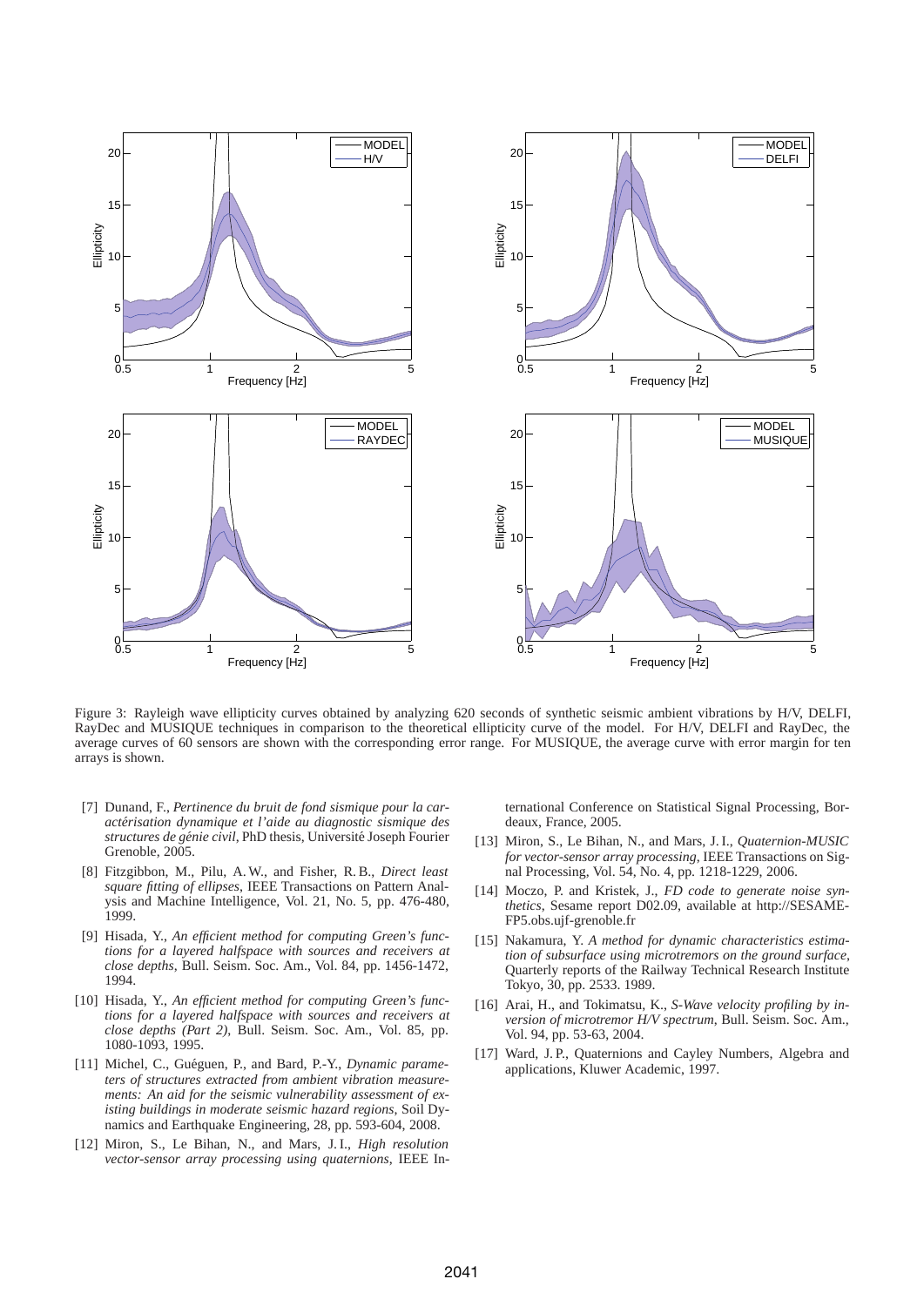MODEL
H/V
Ellipticity
Frequency [Hz]
0.5 1 2 5
0 5 10 15 20

MODEL
DELFI
Ellipticity
Frequency [Hz]
0.5 1 2 5
0 5 10 15 20

MODEL
RAYDEC
Ellipticity
Frequency [Hz]
0.5 1 2 5
0 5 10 15 20

MODEL
MUSIQUE
Ellipticity
Frequency [Hz]
0.5 1 2 5
0 5 10 15 20

Figure 3: Rayleigh wave ellipticity curves obtained by analyzing 620 seconds of synthetic seismic ambient vibrations by H/V, DELFI, RayDec and MUSIQUE techniques in comparison to the theoretical ellipticity curve of the model. For H/V, DELFI and RayDec, the average curves of 60 sensors are shown with the corresponding error range. For MUSIQUE, the average curve with error margin for ten arrays is shown.

[7] Dunand, F., *Pertinence du bruit de fond sismique pour la caractérisation dynamique et l'aide au diagnostic sismique des structures de génie civil*, PhD thesis, Université Joseph Fourier Grenoble, 2005.

[8] Fitzgibbon, M., Pilu, A.W., and Fisher, R.B., *Direct least square fitting of ellipses*, IEEE Transactions on Pattern Analysis and Machine Intelligence, Vol. 21, No. 5, pp. 476-480, 1999.

[9] Hisada, Y., *An efficient method for computing Green's functions for a layered halfspace with sources and receivers at close depths*, Bull. Seism. Soc. Am., Vol. 84, pp. 1456-1472, 1994.

[10] Hisada, Y., *An efficient method for computing Green's functions for a layered halfspace with sources and receivers at close depths (Part 2)*, Bull. Seism. Soc. Am., Vol. 85, pp. 1080-1093, 1995.

[11] Michel, C., Guéguen, P., and Bard, P.-Y., *Dynamic parameters of structures extracted from ambient vibration measurements: An aid for the seismic vulnerability assessment of existing buildings in moderate seismic hazard regions*, Soil Dynamics and Earthquake Engineering, 28, pp. 593-604, 2008.

[12] Miron, S., Le Bihan, N., and Mars, J.I., *High resolution vector-sensor array processing using quaternions*, IEEE International Conference on Statistical Signal Processing, Bordeaux, France, 2005.

[13] Miron, S., Le Bihan, N., and Mars, J.I., *Quaternion-MUSIC for vector-sensor array processing*, IEEE Transactions on Signal Processing, Vol. 54, No. 4, pp. 1218-1229, 2006.

[14] Moczo, P. and Kristek, J., *FD code to generate noise synthetics*, Sesame report D02.09, available at http://SESAME-FP5.obs.ujf-grenoble.fr

[15] Nakamura, Y. *A method for dynamic characteristics estimation of subsurface using microtremors on the ground surface*, Quarterly reports of the Railway Technical Research Institute Tokyo, 30, pp. 2533. 1989.

[16] Arai, H., and Tokimatsu, K., *S-Wave velocity profiling by inversion of microtremor H/V spectrum*, Bull. Seism. Soc. Am., Vol. 94, pp. 53-63, 2004.

[17] Ward, J.P., Quaternions and Cayley Numbers, Algebra and applications, Kluwer Academic, 1997.